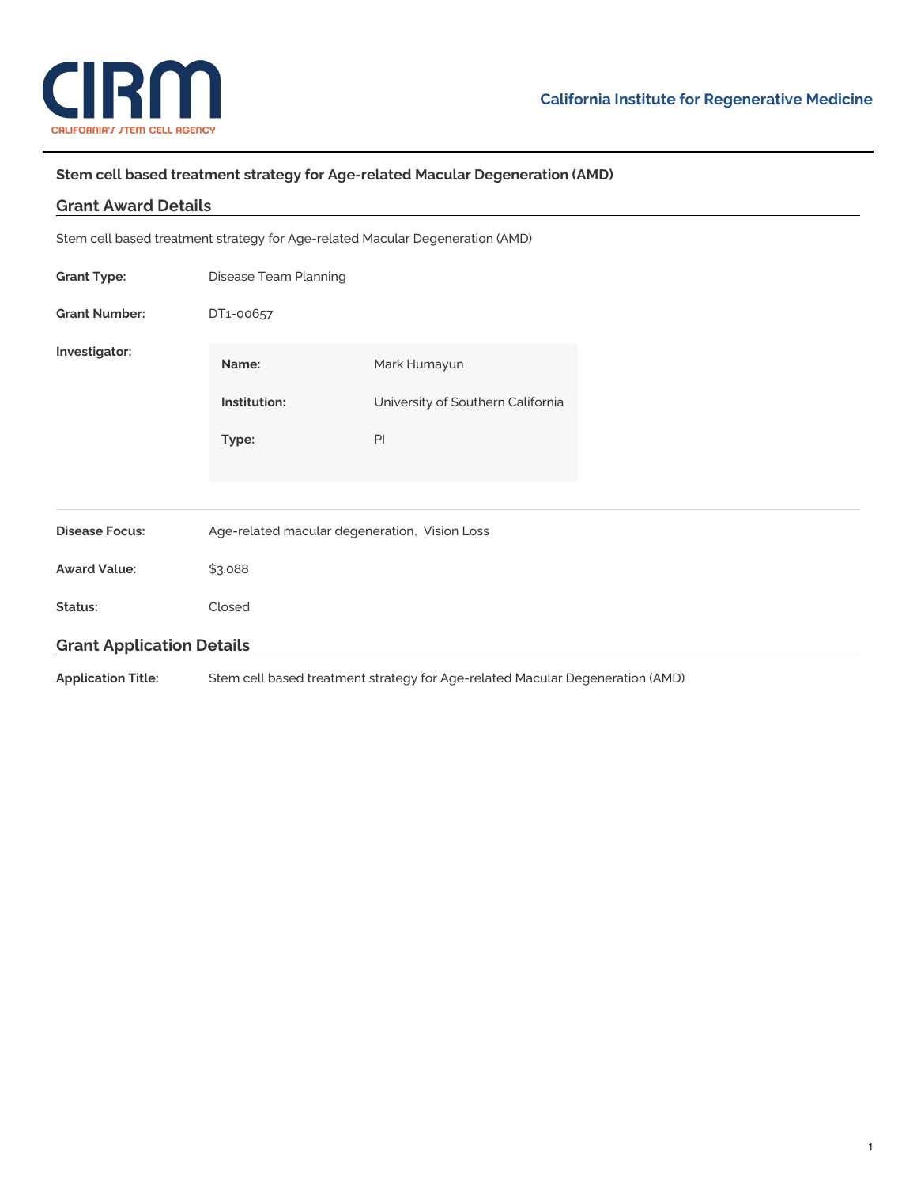# Stem cell based treatment strategy for Age-related Macular Degeneration (AMD)

## Grant Award Details

Stem cell based treatment strategy for Age-related Macular Degeneration (AMD)

**Grant Type:** Disease Team Planning

**Grant Number:** DT1-00657

**Investigator:**

| | |
|---|---|
| **Name:** | Mark Humayun |
| **Institution:** | University of Southern California |
| **Type:** | PI |

**Disease Focus:** Age-related macular degeneration, Vision Loss

**Award Value:** $3,088

**Status:** Closed

## Grant Application Details

**Application Title:** Stem cell based treatment strategy for Age-related Macular Degeneration (AMD)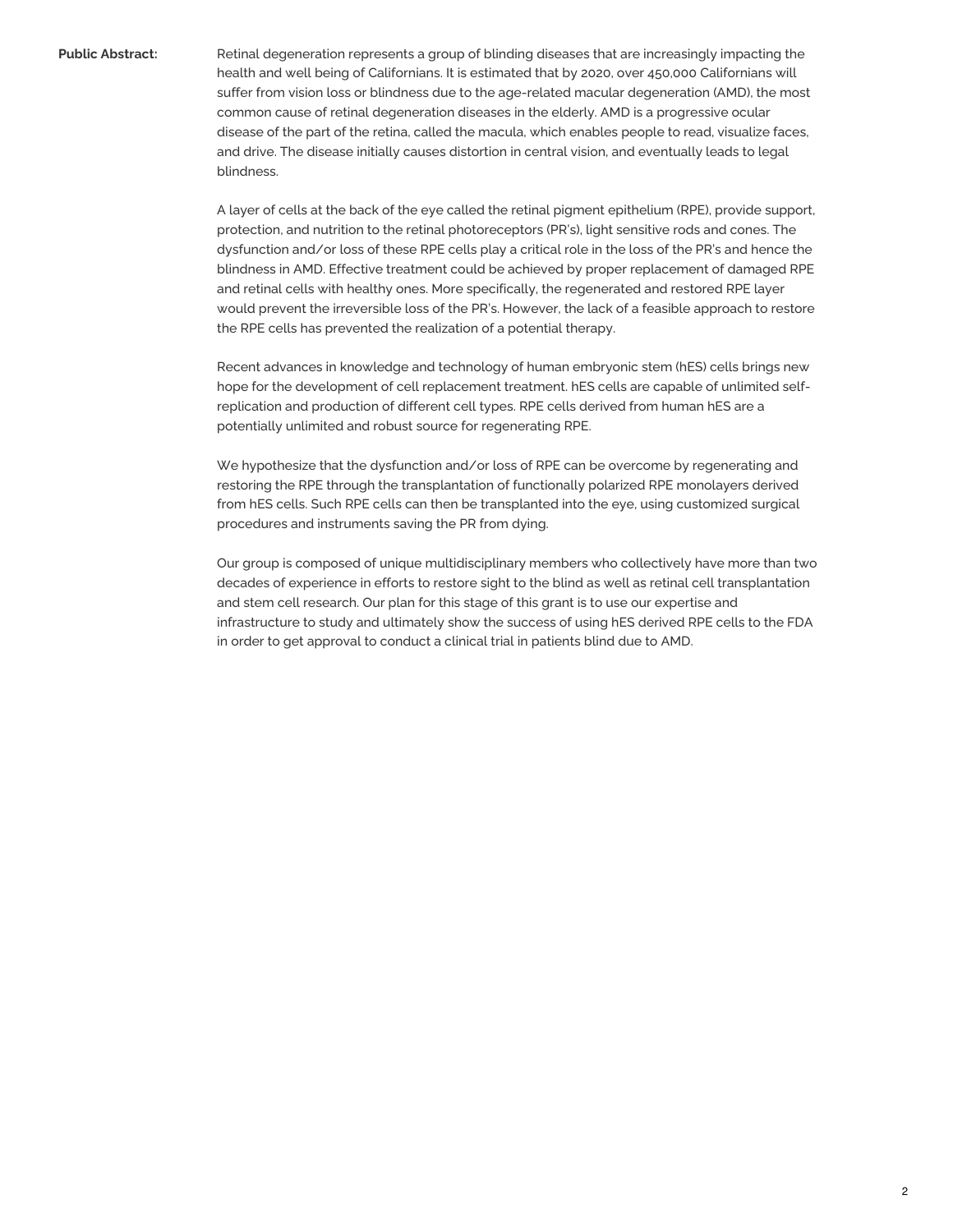**Public Abstract:**

Retinal degeneration represents a group of blinding diseases that are increasingly impacting the health and well being of Californians. It is estimated that by 2020, over 450,000 Californians will suffer from vision loss or blindness due to the age-related macular degeneration (AMD), the most common cause of retinal degeneration diseases in the elderly. AMD is a progressive ocular disease of the part of the retina, called the macula, which enables people to read, visualize faces, and drive. The disease initially causes distortion in central vision, and eventually leads to legal blindness.

A layer of cells at the back of the eye called the retinal pigment epithelium (RPE), provide support, protection, and nutrition to the retinal photoreceptors (PR's), light sensitive rods and cones. The dysfunction and/or loss of these RPE cells play a critical role in the loss of the PR's and hence the blindness in AMD. Effective treatment could be achieved by proper replacement of damaged RPE and retinal cells with healthy ones. More specifically, the regenerated and restored RPE layer would prevent the irreversible loss of the PR's. However, the lack of a feasible approach to restore the RPE cells has prevented the realization of a potential therapy.

Recent advances in knowledge and technology of human embryonic stem (hES) cells brings new hope for the development of cell replacement treatment. hES cells are capable of unlimited self-replication and production of different cell types. RPE cells derived from human hES are a potentially unlimited and robust source for regenerating RPE.

We hypothesize that the dysfunction and/or loss of RPE can be overcome by regenerating and restoring the RPE through the transplantation of functionally polarized RPE monolayers derived from hES cells. Such RPE cells can then be transplanted into the eye, using customized surgical procedures and instruments saving the PR from dying.

Our group is composed of unique multidisciplinary members who collectively have more than two decades of experience in efforts to restore sight to the blind as well as retinal cell transplantation and stem cell research. Our plan for this stage of this grant is to use our expertise and infrastructure to study and ultimately show the success of using hES derived RPE cells to the FDA in order to get approval to conduct a clinical trial in patients blind due to AMD.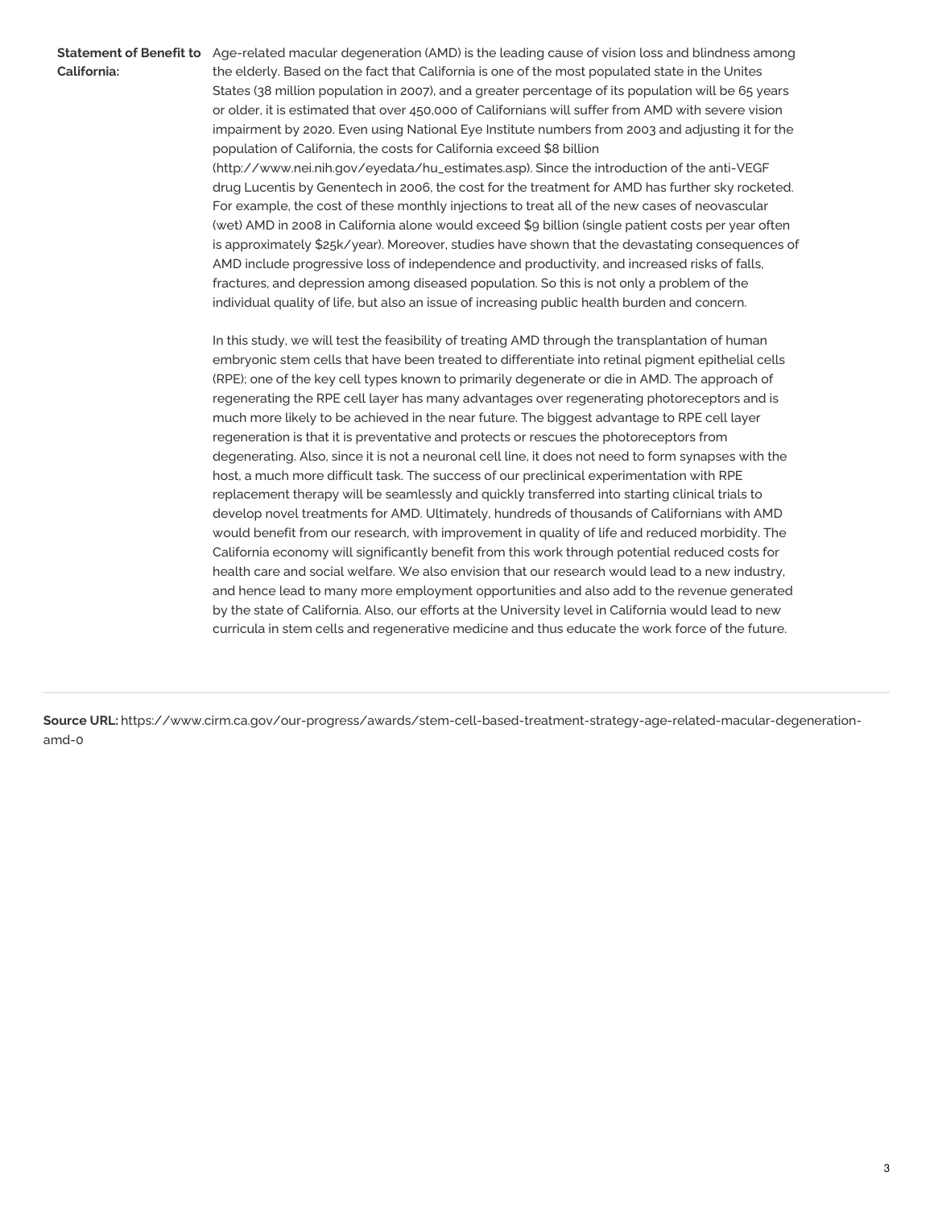**Statement of Benefit to California:**

Age-related macular degeneration (AMD) is the leading cause of vision loss and blindness among the elderly. Based on the fact that California is one of the most populated state in the Unites States (38 million population in 2007), and a greater percentage of its population will be 65 years or older, it is estimated that over 450,000 of Californians will suffer from AMD with severe vision impairment by 2020. Even using National Eye Institute numbers from 2003 and adjusting it for the population of California, the costs for California exceed $8 billion (http://www.nei.nih.gov/eyedata/hu_estimates.asp). Since the introduction of the anti-VEGF drug Lucentis by Genentech in 2006, the cost for the treatment for AMD has further sky rocketed. For example, the cost of these monthly injections to treat all of the new cases of neovascular (wet) AMD in 2008 in California alone would exceed $9 billion (single patient costs per year often is approximately $25k/year). Moreover, studies have shown that the devastating consequences of AMD include progressive loss of independence and productivity, and increased risks of falls, fractures, and depression among diseased population. So this is not only a problem of the individual quality of life, but also an issue of increasing public health burden and concern.

In this study, we will test the feasibility of treating AMD through the transplantation of human embryonic stem cells that have been treated to differentiate into retinal pigment epithelial cells (RPE); one of the key cell types known to primarily degenerate or die in AMD. The approach of regenerating the RPE cell layer has many advantages over regenerating photoreceptors and is much more likely to be achieved in the near future. The biggest advantage to RPE cell layer regeneration is that it is preventative and protects or rescues the photoreceptors from degenerating. Also, since it is not a neuronal cell line, it does not need to form synapses with the host, a much more difficult task. The success of our preclinical experimentation with RPE replacement therapy will be seamlessly and quickly transferred into starting clinical trials to develop novel treatments for AMD. Ultimately, hundreds of thousands of Californians with AMD would benefit from our research, with improvement in quality of life and reduced morbidity. The California economy will significantly benefit from this work through potential reduced costs for health care and social welfare. We also envision that our research would lead to a new industry, and hence lead to many more employment opportunities and also add to the revenue generated by the state of California. Also, our efforts at the University level in California would lead to new curricula in stem cells and regenerative medicine and thus educate the work force of the future.

---

**Source URL:** https://www.cirm.ca.gov/our-progress/awards/stem-cell-based-treatment-strategy-age-related-macular-degeneration-amd-0